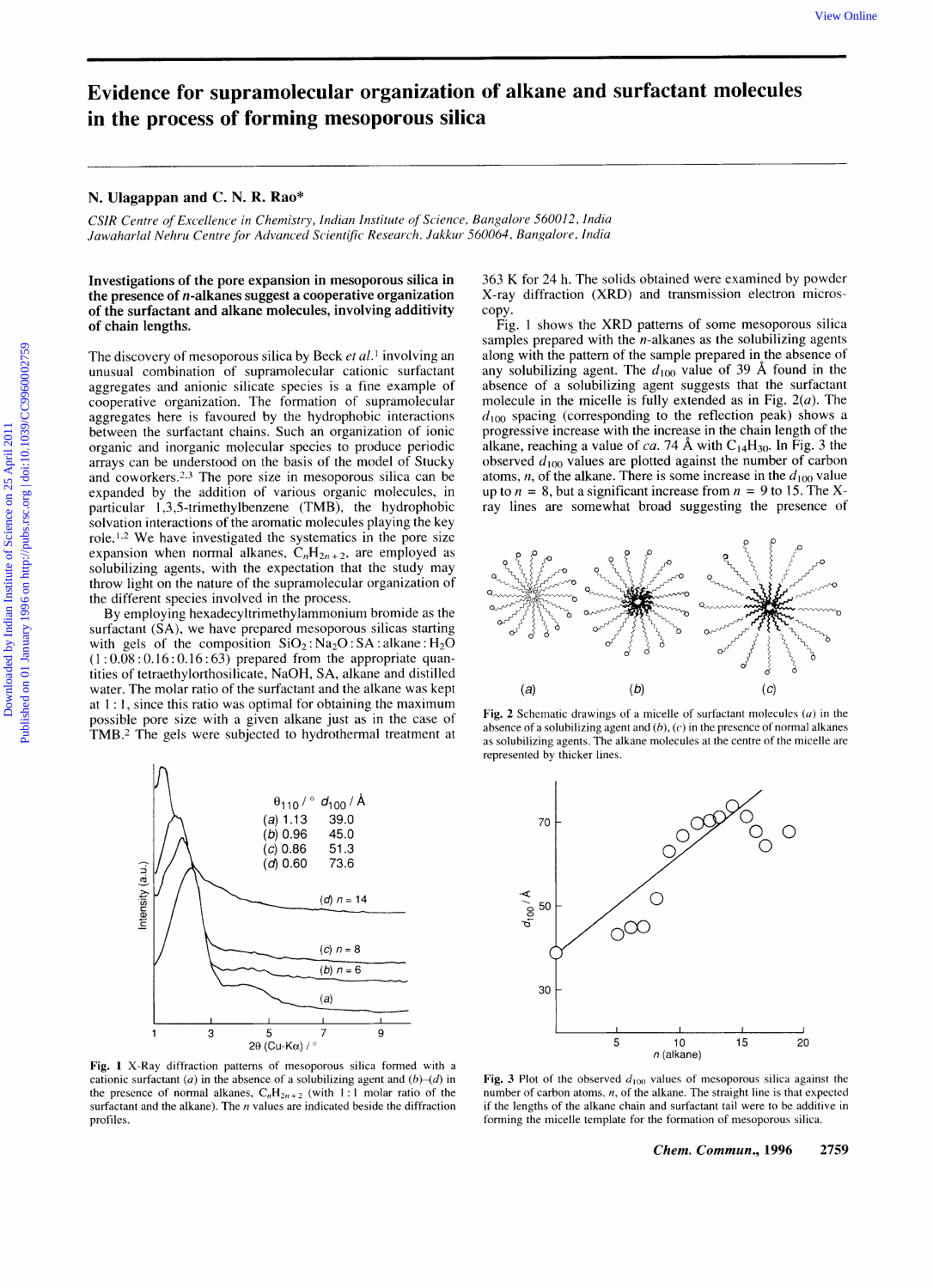# Evidence for supramolecular organization of alkane and surfactant molecules in the process of forming mesoporous silica

**N. Ulagappan and C. N. R. Rao***

*CSIR Centre of Excellence in Chemistry, Indian Institute of Science, Bangalore 560012, India*
*Jawaharlal Nehru Centre for Advanced Scientific Research, Jakkur 560064, Bangalore, India*

**Investigations of the pore expansion in mesoporous silica in the presence of *n*-alkanes suggest a cooperative organization of the surfactant and alkane molecules, involving additivity of chain lengths.**

The discovery of mesoporous silica by Beck *et al.*[1] involving an unusual combination of supramolecular cationic surfactant aggregates and anionic silicate species is a fine example of cooperative organization. The formation of supramolecular aggregates here is favoured by the hydrophobic interactions between the surfactant chains. Such an organization of ionic organic and inorganic molecular species to produce periodic arrays can be understood on the basis of the model of Stucky and coworkers.[2,3] The pore size in mesoporous silica can be expanded by the addition of various organic molecules, in particular 1,3,5-trimethylbenzene (TMB), the hydrophobic solvation interactions of the aromatic molecules playing the key role.[1,2] We have investigated the systematics in the pore size expansion when normal alkanes, $C_nH_{2n+2}$, are employed as solubilizing agents, with the expectation that the study may throw light on the nature of the supramolecular organization of the different species involved in the process.

By employing hexadecyltrimethylammonium bromide as the surfactant (SA), we have prepared mesoporous silicas starting with gels of the composition $SiO_2:Na_2O:SA:alkane:H_2O$ (1 : 0.08 : 0.16 : 0.16 : 63) prepared from the appropriate quantities of tetraethylorthosilicate, NaOH, SA, alkane and distilled water. The molar ratio of the surfactant and the alkane was kept at 1 : 1, since this ratio was optimal for obtaining the maximum possible pore size with a given alkane just as in the case of TMB.[2] The gels were subjected to hydrothermal treatment at 363 K for 24 h. The solids obtained were examined by powder X-ray diffraction (XRD) and transmission electron microscopy.

Fig. 1 shows the XRD patterns of some mesoporous silica samples prepared with the *n*-alkanes as the solubilizing agents along with the pattern of the sample prepared in the absence of any solubilizing agent. The $d_{100}$ value of 39 Å found in the absence of a solubilizing agent suggests that the surfactant molecule in the micelle is fully extended as in Fig. 2(*a*). The $d_{100}$ spacing (corresponding to the reflection peak) shows a progressive increase with the increase in the chain length of the alkane, reaching a value of *ca.* 74 Å with $C_{14}H_{30}$. In Fig. 3 the observed $d_{100}$ values are plotted against the number of carbon atoms, *n*, of the alkane. There is some increase in the $d_{100}$ value up to *n* = 8, but a significant increase from *n* = 9 to 15. The X-ray lines are somewhat broad suggesting the presence of

| | $\theta_{110}$ / ° | $d_{100}$ / Å |
|---|---|---|
| (*a*) | 1.13 | 39.0 |
| (*b*) | 0.96 | 45.0 |
| (*c*) | 0.86 | 51.3 |
| (*d*) | 0.60 | 73.6 |

**Fig. 1** X-Ray diffraction patterns of mesoporous silica formed with a cationic surfactant (*a*) in the absence of a solubilizing agent and (*b*)–(*d*) in the presence of normal alkanes, $C_nH_{2n+2}$ (with 1 : 1 molar ratio of the surfactant and the alkane). The *n* values are indicated beside the diffraction profiles.

**Fig. 2** Schematic drawings of a micelle of surfactant molecules (*a*) in the absence of a solubilizing agent and (*b*), (*c*) in the presence of normal alkanes as solubilizing agents. The alkane molecules at the centre of the micelle are represented by thicker lines.

**Fig. 3** Plot of the observed $d_{100}$ values of mesoporous silica against the number of carbon atoms, *n*, of the alkane. The straight line is that expected if the lengths of the alkane chain and surfactant tail were to be additive in forming the micelle template for the formation of mesoporous silica.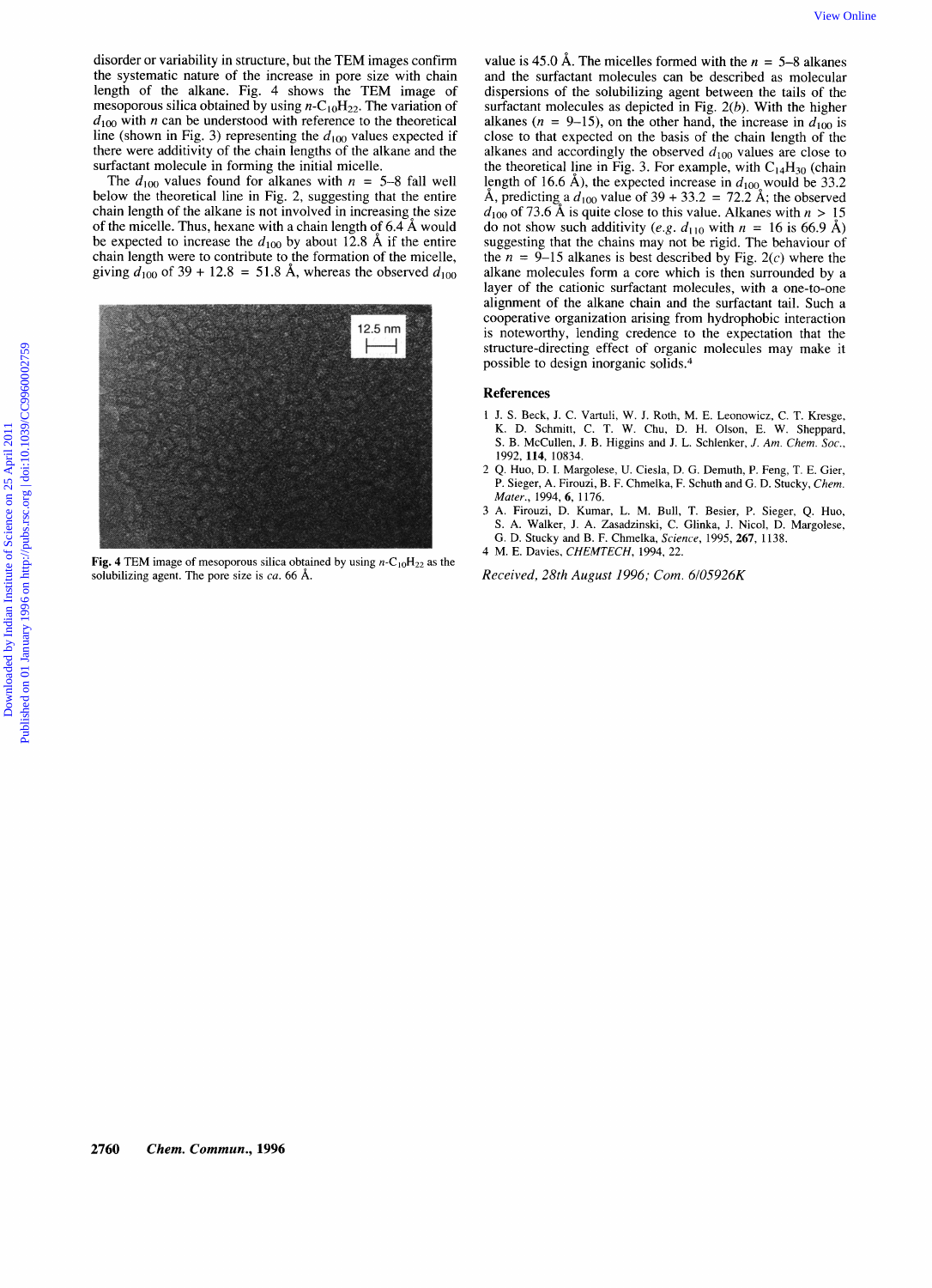disorder or variability in structure, but the TEM images confirm the systematic nature of the increase in pore size with chain length of the alkane. Fig. 4 shows the TEM image of mesoporous silica obtained by using $n$-$C_{10}H_{22}$. The variation of $d_{100}$ with $n$ can be understood with reference to the theoretical line (shown in Fig. 3) representing the $d_{100}$ values expected if there were additivity of the chain lengths of the alkane and the surfactant molecule in forming the initial micelle.

The $d_{100}$ values found for alkanes with $n$ = 5–8 fall well below the theoretical line in Fig. 2, suggesting that the entire chain length of the alkane is not involved in increasing the size of the micelle. Thus, hexane with a chain length of 6.4 Å would be expected to increase the $d_{100}$ by about 12.8 Å if the entire chain length were to contribute to the formation of the micelle, giving $d_{100}$ of 39 + 12.8 = 51.8 Å, whereas the observed $d_{100}$ value is 45.0 Å. The micelles formed with the $n$ = 5–8 alkanes and the surfactant molecules can be described as molecular dispersions of the solubilizing agent between the tails of the surfactant molecules as depicted in Fig. 2(*b*). With the higher alkanes ($n$ = 9–15), on the other hand, the increase in $d_{100}$ is close to that expected on the basis of the chain length of the alkanes and accordingly the observed $d_{100}$ values are close to the theoretical line in Fig. 3. For example, with $C_{14}H_{30}$ (chain length of 16.6 Å), the expected increase in $d_{100}$ would be 33.2 Å, predicting a $d_{100}$ value of 39 + 33.2 = 72.2 Å; the observed $d_{100}$ of 73.6 Å is quite close to this value. Alkanes with $n$ > 15 do not show such additivity (*e.g.* $d_{110}$ with $n$ = 16 is 66.9 Å) suggesting that the chains may not be rigid. The behaviour of the $n$ = 9–15 alkanes is best described by Fig. 2(*c*) where the alkane molecules form a core which is then surrounded by a layer of the cationic surfactant molecules, with a one-to-one alignment of the alkane chain and the surfactant tail. Such a cooperative organization arising from hydrophobic interaction is noteworthy, lending credence to the expectation that the structure-directing effect of organic molecules may make it possible to design inorganic solids.[4]

12.5 nm

**Fig. 4** TEM image of mesoporous silica obtained by using $n$-$C_{10}H_{22}$ as the solubilizing agent. The pore size is *ca.* 66 Å.

## References

1. J. S. Beck, J. C. Vartuli, W. J. Roth, M. E. Leonowicz, C. T. Kresge, K. D. Schmitt, C. T. W. Chu, D. H. Olson, E. W. Sheppard, S. B. McCullen, J. B. Higgins and J. L. Schlenker, *J. Am. Chem. Soc.*, 1992, **114**, 10834.
2. Q. Huo, D. I. Margolese, U. Ciesla, D. G. Demuth, P. Feng, T. E. Gier, P. Sieger, A. Firouzi, B. F. Chmelka, F. Schuth and G. D. Stucky, *Chem. Mater.*, 1994, **6**, 1176.
3. A. Firouzi, D. Kumar, L. M. Bull, T. Besier, P. Sieger, Q. Huo, S. A. Walker, J. A. Zasadzinski, C. Glinka, J. Nicol, D. Margolese, G. D. Stucky and B. F. Chmelka, *Science*, 1995, **267**, 1138.
4. M. E. Davies, *CHEMTECH*, 1994, 22.

*Received, 28th August 1996; Com. 6/05926K*